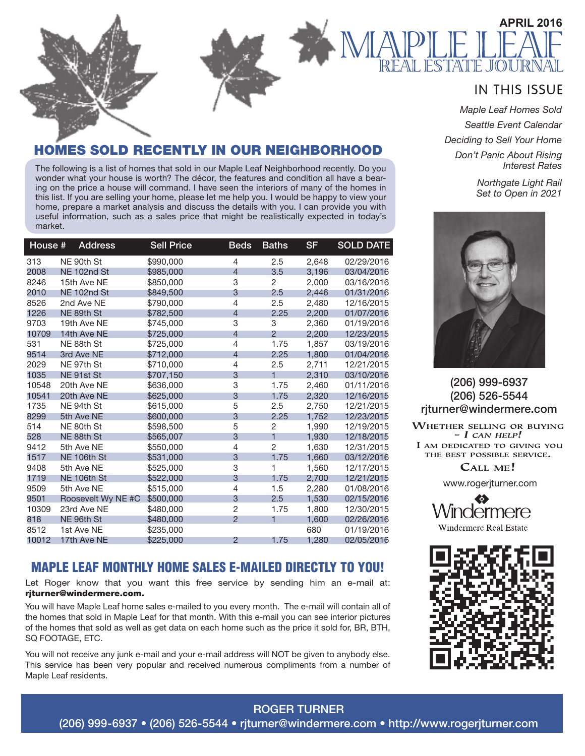APRIL 2016

# MAPLE LEAF
## REAL ESTATE JOURNAL

### IN THIS ISSUE

*Maple Leaf Homes Sold*

*Seattle Event Calendar*

*Deciding to Sell Your Home*

*Don't Panic About Rising Interest Rates*

*Northgate Light Rail Set to Open in 2021*

## HOMES SOLD RECENTLY IN OUR NEIGHBORHOOD

The following is a list of homes that sold in our Maple Leaf Neighborhood recently. Do you wonder what your house is worth? The décor, the features and condition all have a bearing on the price a house will command. I have seen the interiors of many of the homes in this list. If you are selling your home, please let me help you. I would be happy to view your home, prepare a market analysis and discuss the details with you. I can provide you with useful information, such as a sales price that might be realistically expected in today's market.

| House # | Address | Sell Price | Beds | Baths | SF | SOLD DATE |
|---|---|---|---|---|---|---|
| 313 | NE 90th St | $990,000 | 4 | 2.5 | 2,648 | 02/29/2016 |
| 2008 | NE 102nd St | $985,000 | 4 | 3.5 | 3,196 | 03/04/2016 |
| 8246 | 15th Ave NE | $850,000 | 3 | 2 | 2,000 | 03/16/2016 |
| 2010 | NE 102nd St | $849,500 | 3 | 2.5 | 2,446 | 01/31/2016 |
| 8526 | 2nd Ave NE | $790,000 | 4 | 2.5 | 2,480 | 12/16/2015 |
| 1226 | NE 89th St | $782,500 | 4 | 2.25 | 2,200 | 01/07/2016 |
| 9703 | 19th Ave NE | $745,000 | 3 | 3 | 2,360 | 01/19/2016 |
| 10709 | 14th Ave NE | $725,000 | 4 | 2 | 2,200 | 12/23/2015 |
| 531 | NE 88th St | $725,000 | 4 | 1.75 | 1,857 | 03/19/2016 |
| 9514 | 3rd Ave NE | $712,000 | 4 | 2.25 | 1,800 | 01/04/2016 |
| 2029 | NE 97th St | $710,000 | 4 | 2.5 | 2,711 | 12/21/2015 |
| 1035 | NE 91st St | $707,150 | 3 | 1 | 2,310 | 03/10/2016 |
| 10548 | 20th Ave NE | $636,000 | 3 | 1.75 | 2,460 | 01/11/2016 |
| 10541 | 20th Ave NE | $625,000 | 3 | 1.75 | 2,320 | 12/16/2015 |
| 1735 | NE 94th St | $615,000 | 5 | 2.5 | 2,750 | 12/21/2015 |
| 8299 | 5th Ave NE | $600,000 | 3 | 2.25 | 1,752 | 12/23/2015 |
| 514 | NE 80th St | $598,500 | 5 | 2 | 1,990 | 12/19/2015 |
| 528 | NE 88th St | $565,007 | 3 | 1 | 1,930 | 12/18/2015 |
| 9412 | 5th Ave NE | $550,000 | 4 | 2 | 1,630 | 12/31/2015 |
| 1517 | NE 106th St | $531,000 | 3 | 1.75 | 1,660 | 03/12/2016 |
| 9408 | 5th Ave NE | $525,000 | 3 | 1 | 1,560 | 12/17/2015 |
| 1719 | NE 106th St | $522,000 | 3 | 1.75 | 2,700 | 12/21/2015 |
| 9509 | 5th Ave NE | $515,000 | 4 | 1.5 | 2,280 | 01/08/2016 |
| 9501 | Roosevelt Wy NE #C | $500,000 | 3 | 2.5 | 1,530 | 02/15/2016 |
| 10309 | 23rd Ave NE | $480,000 | 2 | 1.75 | 1,800 | 12/30/2015 |
| 818 | NE 96th St | $480,000 | 2 | 1 | 1,600 | 02/26/2016 |
| 8512 | 1st Ave NE | $235,000 | | | 680 | 01/19/2016 |
| 10012 | 17th Ave NE | $225,000 | 2 | 1.75 | 1,280 | 02/05/2016 |

## MAPLE LEAF MONTHLY HOME SALES E-MAILED DIRECTLY TO YOU!

Let Roger know that you want this free service by sending him an e-mail at: **rjturner@windermere.com.**

You will have Maple Leaf home sales e-mailed to you every month. The e-mail will contain all of the homes that sold in Maple Leaf for that month. With this e-mail you can see interior pictures of the homes that sold as well as get data on each home such as the price it sold for, BR, BTH, SQ FOOTAGE, ETC.

You will not receive any junk e-mail and your e-mail address will NOT be given to anybody else. This service has been very popular and received numerous compliments from a number of Maple Leaf residents.

(206) 999-6937
(206) 526-5544
rjturner@windermere.com

WHETHER SELLING OR BUYING – *I CAN HELP!*
I AM DEDICATED TO GIVING YOU THE BEST POSSIBLE SERVICE.
CALL ME!

www.rogerjturner.com

Windermere
Windermere Real Estate

ROGER TURNER
(206) 999-6937 • (206) 526-5544 • rjturner@windermere.com • http://www.rogerjturner.com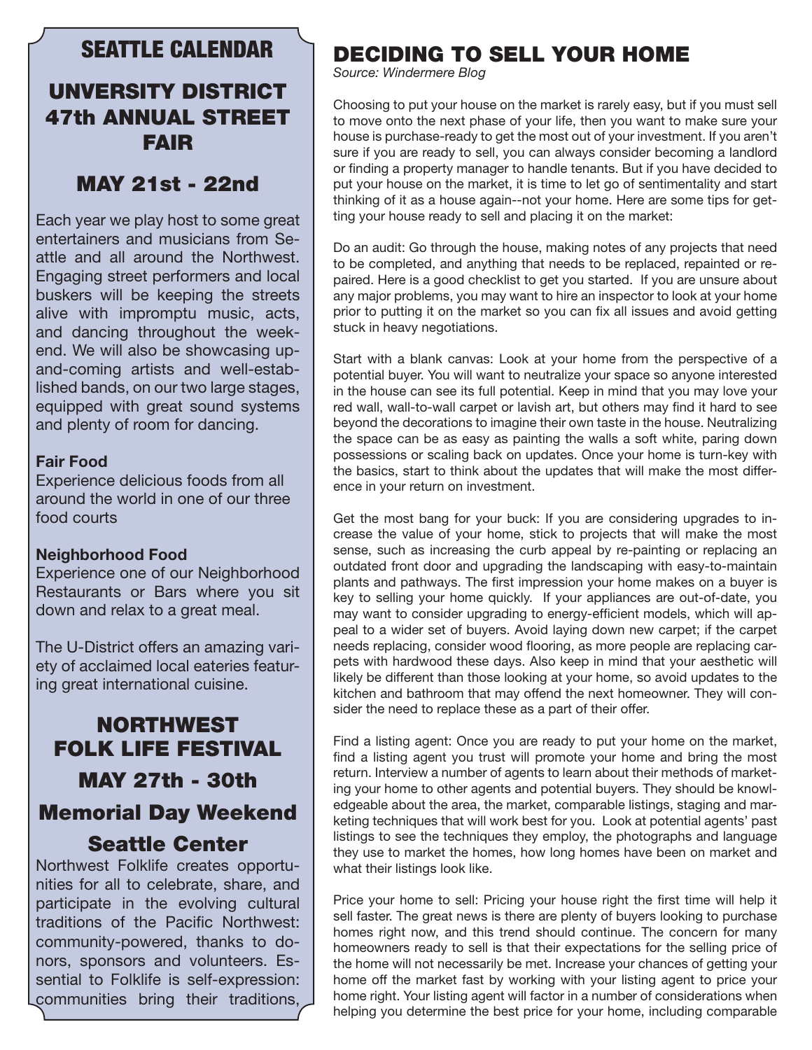# SEATTLE CALENDAR

## UNVERSITY DISTRICT 47th ANNUAL STREET FAIR

### MAY 21st - 22nd

Each year we play host to some great entertainers and musicians from Seattle and all around the Northwest. Engaging street performers and local buskers will be keeping the streets alive with impromptu music, acts, and dancing throughout the weekend. We will also be showcasing up-and-coming artists and well-established bands, on our two large stages, equipped with great sound systems and plenty of room for dancing.

**Fair Food**
Experience delicious foods from all around the world in one of our three food courts

**Neighborhood Food**
Experience one of our Neighborhood Restaurants or Bars where you sit down and relax to a great meal.

The U-District offers an amazing variety of acclaimed local eateries featuring great international cuisine.

## NORTHWEST FOLK LIFE FESTIVAL

### MAY 27th - 30th

### Memorial Day Weekend

### Seattle Center

Northwest Folklife creates opportunities for all to celebrate, share, and participate in the evolving cultural traditions of the Pacific Northwest: community-powered, thanks to donors, sponsors and volunteers. Essential to Folklife is self-expression: communities bring their traditions,

# DECIDING TO SELL YOUR HOME

*Source: Windermere Blog*

Choosing to put your house on the market is rarely easy, but if you must sell to move onto the next phase of your life, then you want to make sure your house is purchase-ready to get the most out of your investment. If you aren't sure if you are ready to sell, you can always consider becoming a landlord or finding a property manager to handle tenants. But if you have decided to put your house onto the market, it is time to let go of sentimentality and start thinking of it as a house again--not your home. Here are some tips for getting your house ready to sell and placing it on the market:

Do an audit: Go through the house, making notes of any projects that need to be completed, and anything that needs to be replaced, repainted or repaired. Here is a good checklist to get you started. If you are unsure about any major problems, you may want to hire an inspector to look at your home prior to putting it on the market so you can fix all issues and avoid getting stuck in heavy negotiations.

Start with a blank canvas: Look at your home from the perspective of a potential buyer. You will want to neutralize your space so anyone interested in the house can see its full potential. Keep in mind that you may love your red wall, wall-to-wall carpet or lavish art, but others may find it hard to see beyond the decorations to imagine their own taste in the house. Neutralizing the space can be as easy as painting the walls a soft white, paring down possessions or scaling back on updates. Once your home is turn-key with the basics, start to think about the updates that will make the most difference in your return on investment.

Get the most bang for your buck: If you are considering upgrades to increase the value of your home, stick to projects that will make the most sense, such as increasing the curb appeal by re-painting or replacing an outdated front door and upgrading the landscaping with easy-to-maintain plants and pathways. The first impression your home makes on a buyer is key to selling your home quickly. If your appliances are out-of-date, you may want to consider upgrading to energy-efficient models, which will appeal to a wider set of buyers. Avoid laying down new carpet; if the carpet needs replacing, consider wood flooring, as more people are replacing carpets with hardwood these days. Also keep in mind that your aesthetic will likely be different than those looking at your home, so avoid updates to the kitchen and bathroom that may offend the next homeowner. They will consider the need to replace these as a part of their offer.

Find a listing agent: Once you are ready to put your home on the market, find a listing agent you trust will promote your home and bring the most return. Interview a number of agents to learn about their methods of marketing your home to other agents and potential buyers. They should be knowledgeable about the area, the market, comparable listings, staging and marketing techniques that will work best for you. Look at potential agents' past listings to see the techniques they employ, the photographs and language they use to market the homes, how long homes have been on market and what their listings look like.

Price your home to sell: Pricing your house right the first time will help it sell faster. The great news is there are plenty of buyers looking to purchase homes right now, and this trend should continue. The concern for many homeowners ready to sell is that their expectations for the selling price of the home will not necessarily be met. Increase your chances of getting your home off the market fast by working with your listing agent to price your home right. Your listing agent will factor in a number of considerations when helping you determine the best price for your home, including comparable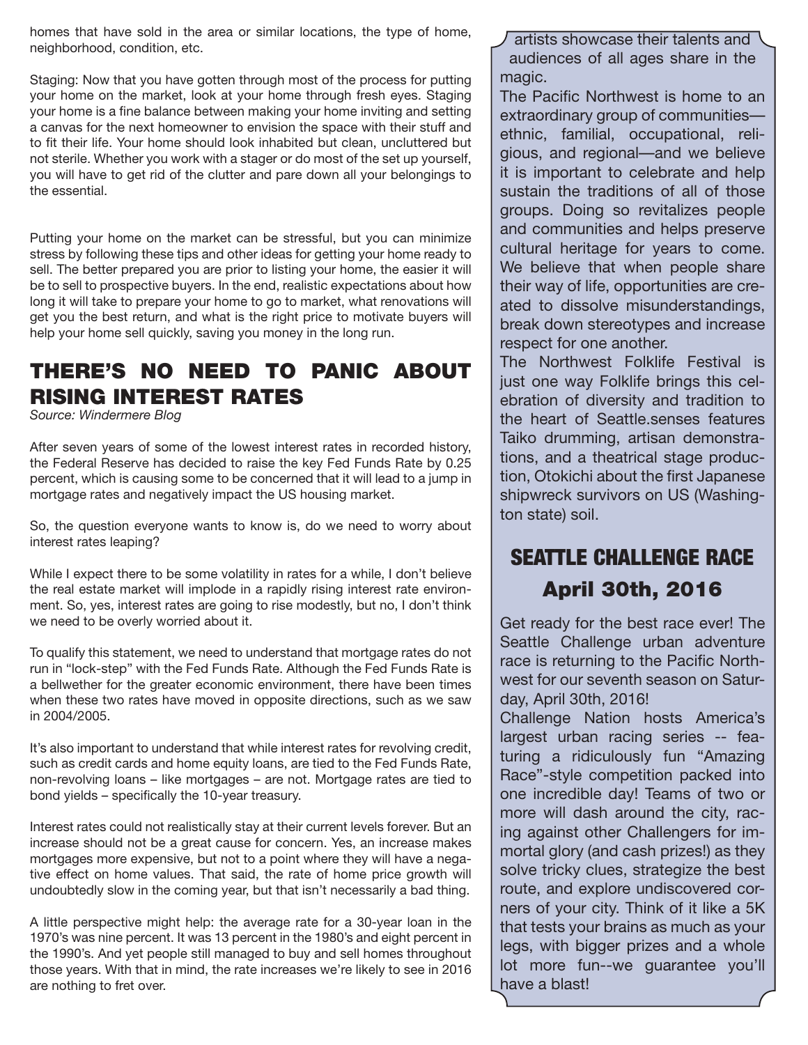homes that have sold in the area or similar locations, the type of home, neighborhood, condition, etc.

Staging: Now that you have gotten through most of the process for putting your home on the market, look at your home through fresh eyes. Staging your home is a fine balance between making your home inviting and setting a canvas for the next homeowner to envision the space with their stuff and to fit their life. Your home should look inhabited but clean, uncluttered but not sterile. Whether you work with a stager or do most of the set up yourself, you will have to get rid of the clutter and pare down all your belongings to the essential.

Putting your home on the market can be stressful, but you can minimize stress by following these tips and other ideas for getting your home ready to sell. The better prepared you are prior to listing your home, the easier it will be to sell to prospective buyers. In the end, realistic expectations about how long it will take to prepare your home to go to market, what renovations will get you the best return, and what is the right price to motivate buyers will help your home sell quickly, saving you money in the long run.

## THERE'S NO NEED TO PANIC ABOUT RISING INTEREST RATES

*Source: Windermere Blog*

After seven years of some of the lowest interest rates in recorded history, the Federal Reserve has decided to raise the key Fed Funds Rate by 0.25 percent, which is causing some to be concerned that it will lead to a jump in mortgage rates and negatively impact the US housing market.

So, the question everyone wants to know is, do we need to worry about interest rates leaping?

While I expect there to be some volatility in rates for a while, I don't believe the real estate market will implode in a rapidly rising interest rate environment. So, yes, interest rates are going to rise modestly, but no, I don't think we need to be overly worried about it.

To qualify this statement, we need to understand that mortgage rates do not run in "lock-step" with the Fed Funds Rate. Although the Fed Funds Rate is a bellwether for the greater economic environment, there have been times when these two rates have moved in opposite directions, such as we saw in 2004/2005.

It's also important to understand that while interest rates for revolving credit, such as credit cards and home equity loans, are tied to the Fed Funds Rate, non-revolving loans – like mortgages – are not. Mortgage rates are tied to bond yields – specifically the 10-year treasury.

Interest rates could not realistically stay at their current levels forever. But an increase should not be a great cause for concern. Yes, an increase makes mortgages more expensive, but not to a point where they will have a negative effect on home values. That said, the rate of home price growth will undoubtedly slow in the coming year, but that isn't necessarily a bad thing.

A little perspective might help: the average rate for a 30-year loan in the 1970's was nine percent. It was 13 percent in the 1980's and eight percent in the 1990's. And yet people still managed to buy and sell homes throughout those years. With that in mind, the rate increases we're likely to see in 2016 are nothing to fret over.

artists showcase their talents and audiences of all ages share in the magic.

The Pacific Northwest is home to an extraordinary group of communities—ethnic, familial, occupational, religious, and regional—and we believe it is important to celebrate and help sustain the traditions of all of those groups. Doing so revitalizes people and communities and helps preserve cultural heritage for years to come. We believe that when people share their way of life, opportunities are created to dissolve misunderstandings, break down stereotypes and increase respect for one another.

The Northwest Folklife Festival is just one way Folklife brings this celebration of diversity and tradition to the heart of Seattle.senses features Taiko drumming, artisan demonstrations, and a theatrical stage production, Otokichi about the first Japanese shipwreck survivors on US (Washington state) soil.

## SEATTLE CHALLENGE RACE

### April 30th, 2016

Get ready for the best race ever! The Seattle Challenge urban adventure race is returning to the Pacific Northwest for our seventh season on Saturday, April 30th, 2016!

Challenge Nation hosts America's largest urban racing series -- featuring a ridiculously fun "Amazing Race"-style competition packed into one incredible day! Teams of two or more will dash around the city, racing against other Challengers for immortal glory (and cash prizes!) as they solve tricky clues, strategize the best route, and explore undiscovered corners of your city. Think of it like a 5K that tests your brains as much as your legs, with bigger prizes and a whole lot more fun--we guarantee you'll have a blast!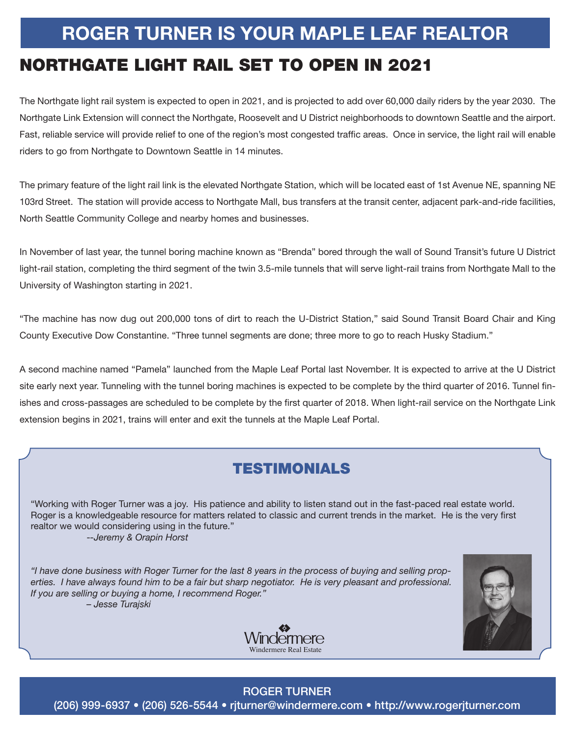# ROGER TURNER IS YOUR MAPLE LEAF REALTOR

## NORTHGATE LIGHT RAIL SET TO OPEN IN 2021

The Northgate light rail system is expected to open in 2021, and is projected to add over 60,000 daily riders by the year 2030. The Northgate Link Extension will connect the Northgate, Roosevelt and U District neighborhoods to downtown Seattle and the airport. Fast, reliable service will provide relief to one of the region's most congested traffic areas. Once in service, the light rail will enable riders to go from Northgate to Downtown Seattle in 14 minutes.

The primary feature of the light rail link is the elevated Northgate Station, which will be located east of 1st Avenue NE, spanning NE 103rd Street. The station will provide access to Northgate Mall, bus transfers at the transit center, adjacent park-and-ride facilities, North Seattle Community College and nearby homes and businesses.

In November of last year, the tunnel boring machine known as "Brenda" bored through the wall of Sound Transit's future U District light-rail station, completing the third segment of the twin 3.5-mile tunnels that will serve light-rail trains from Northgate Mall to the University of Washington starting in 2021.

"The machine has now dug out 200,000 tons of dirt to reach the U-District Station," said Sound Transit Board Chair and King County Executive Dow Constantine. "Three tunnel segments are done; three more to go to reach Husky Stadium."

A second machine named "Pamela" launched from the Maple Leaf Portal last November. It is expected to arrive at the U District site early next year. Tunneling with the tunnel boring machines is expected to be complete by the third quarter of 2016. Tunnel finishes and cross-passages are scheduled to be complete by the first quarter of 2018. When light-rail service on the Northgate Link extension begins in 2021, trains will enter and exit the tunnels at the Maple Leaf Portal.

## TESTIMONIALS

"Working with Roger Turner was a joy. His patience and ability to listen stand out in the fast-paced real estate world. Roger is a knowledgeable resource for matters related to classic and current trends in the market. He is the very first realtor we would considering using in the future."

*--Jeremy & Orapin Horst*

*"I have done business with Roger Turner for the last 8 years in the process of buying and selling properties. I have always found him to be a fair but sharp negotiator. He is very pleasant and professional. If you are selling or buying a home, I recommend Roger."*

*– Jesse Turajski*

Windermere
Windermere Real Estate

**ROGER TURNER**
(206) 999-6937 • (206) 526-5544 • rjturner@windermere.com • http://www.rogerjturner.com